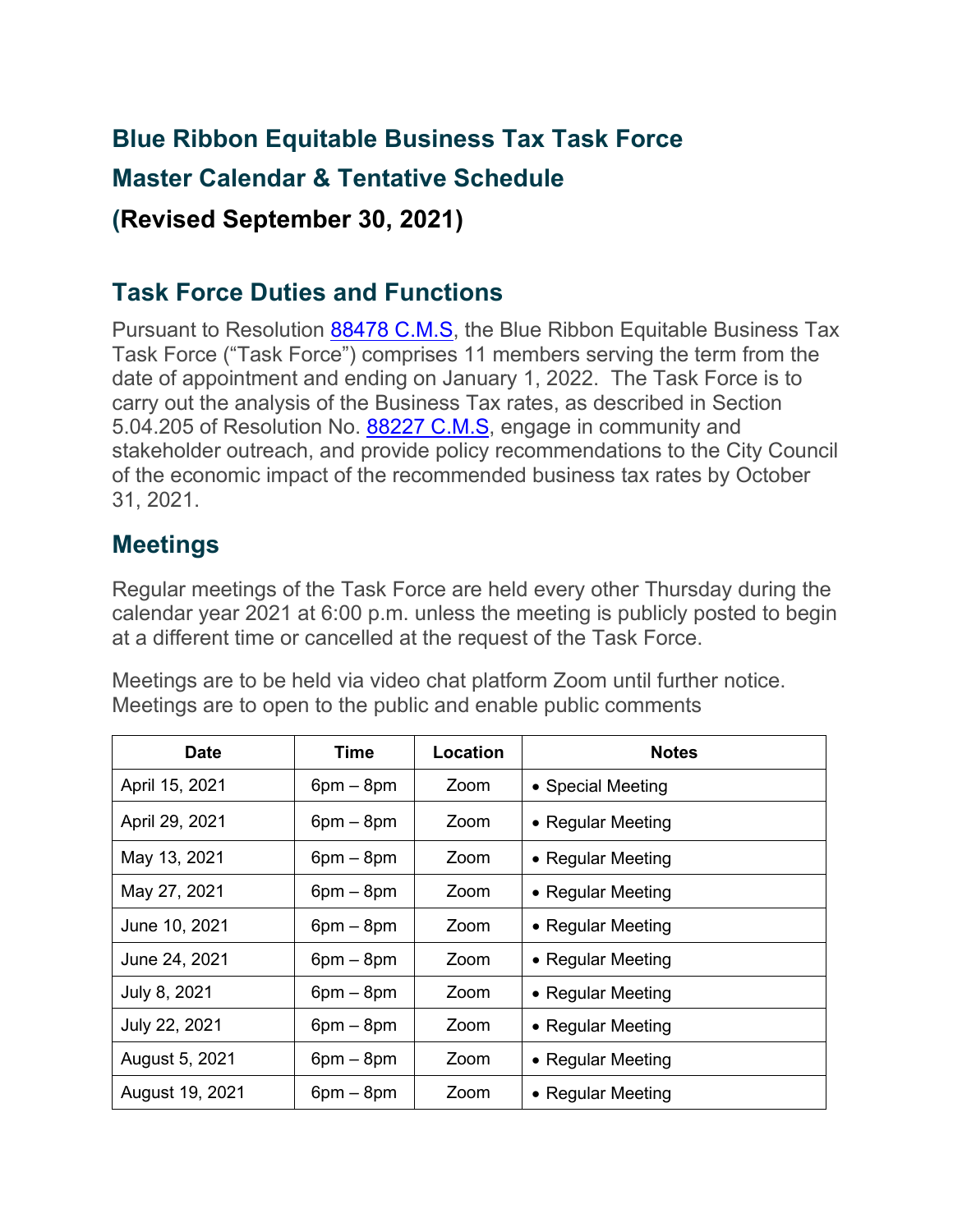# Blue Ribbon Equitable Business Tax Task Force

# Master Calendar & Tentative Schedule

# (Revised September 30, 2021)

## Task Force Duties and Functions

Pursuant to Resolution [88478 C.M.S](), the Blue Ribbon Equitable Business Tax Task Force ("Task Force") comprises 11 members serving the term from the date of appointment and ending on January 1, 2022. The Task Force is to carry out the analysis of the Business Tax rates, as described in Section 5.04.205 of Resolution No. [88227 C.M.S](), engage in community and stakeholder outreach, and provide policy recommendations to the City Council of the economic impact of the recommended business tax rates by October 31, 2021.

## Meetings

Regular meetings of the Task Force are held every other Thursday during the calendar year 2021 at 6:00 p.m. unless the meeting is publicly posted to begin at a different time or cancelled at the request of the Task Force.

Meetings are to be held via video chat platform Zoom until further notice. Meetings are to open to the public and enable public comments

| Date | Time | Location | Notes |
|---|---|---|---|
| April 15, 2021 | 6pm – 8pm | Zoom | • Special Meeting |
| April 29, 2021 | 6pm – 8pm | Zoom | • Regular Meeting |
| May 13, 2021 | 6pm – 8pm | Zoom | • Regular Meeting |
| May 27, 2021 | 6pm – 8pm | Zoom | • Regular Meeting |
| June 10, 2021 | 6pm – 8pm | Zoom | • Regular Meeting |
| June 24, 2021 | 6pm – 8pm | Zoom | • Regular Meeting |
| July 8, 2021 | 6pm – 8pm | Zoom | • Regular Meeting |
| July 22, 2021 | 6pm – 8pm | Zoom | • Regular Meeting |
| August 5, 2021 | 6pm – 8pm | Zoom | • Regular Meeting |
| August 19, 2021 | 6pm – 8pm | Zoom | • Regular Meeting |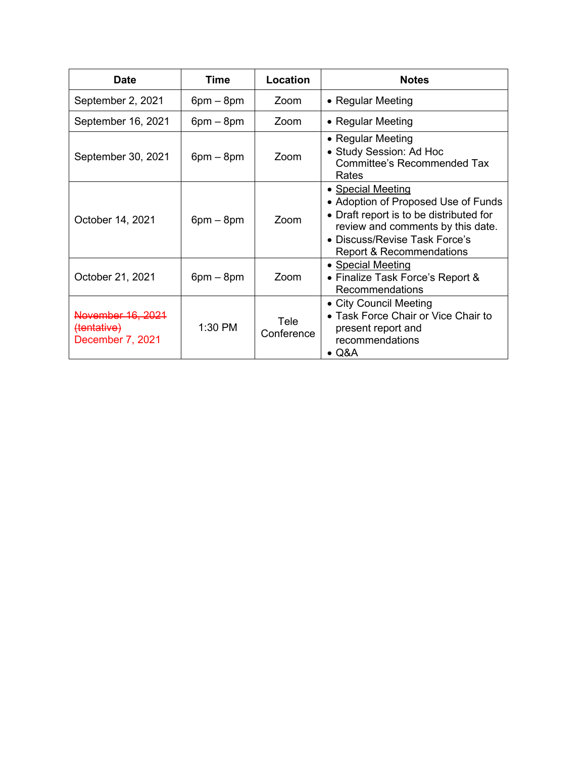| Date | Time | Location | Notes |
|---|---|---|---|
| September 2, 2021 | 6pm – 8pm | Zoom | • Regular Meeting |
| September 16, 2021 | 6pm – 8pm | Zoom | • Regular Meeting |
| September 30, 2021 | 6pm – 8pm | Zoom | • Regular Meeting<br>• Study Session: Ad Hoc Committee's Recommended Tax Rates |
| October 14, 2021 | 6pm – 8pm | Zoom | • Special Meeting<br>• Adoption of Proposed Use of Funds<br>• Draft report is to be distributed for review and comments by this date.<br>• Discuss/Revise Task Force's Report & Recommendations |
| October 21, 2021 | 6pm – 8pm | Zoom | • Special Meeting<br>• Finalize Task Force's Report & Recommendations |
| ~~November 16, 2021 (tentative)~~<br>December 7, 2021 | 1:30 PM | Tele Conference | • City Council Meeting<br>• Task Force Chair or Vice Chair to present report and recommendations<br>• Q&A |